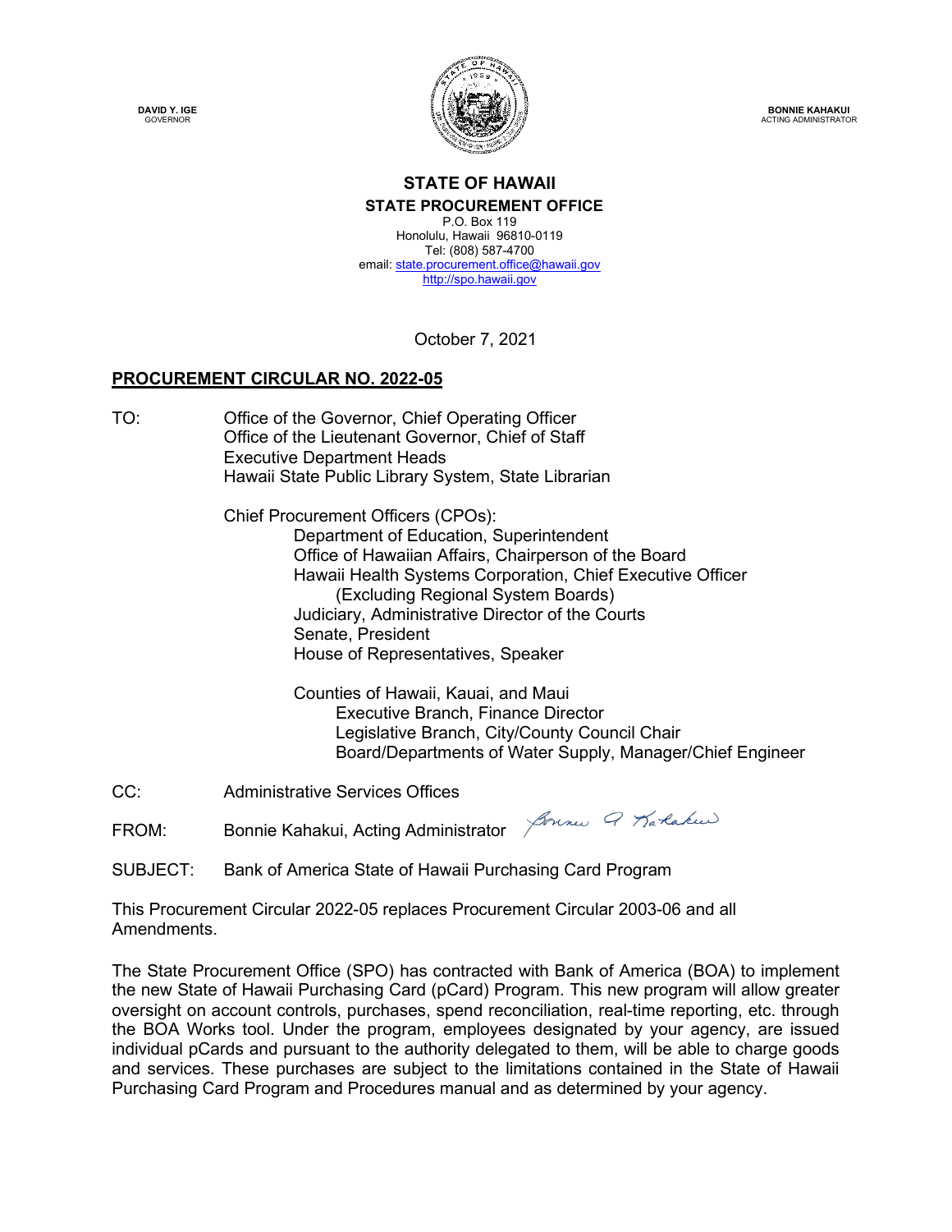DAVID Y. IGE
GOVERNOR

BONNIE KAHAKUI
ACTING ADMINISTRATOR

**STATE OF HAWAII**
**STATE PROCUREMENT OFFICE**
P.O. Box 119
Honolulu, Hawaii 96810-0119
Tel: (808) 587-4700
email: state.procurement.office@hawaii.gov
http://spo.hawaii.gov

October 7, 2021

## PROCUREMENT CIRCULAR NO. 2022-05

TO: Office of the Governor, Chief Operating Officer
Office of the Lieutenant Governor, Chief of Staff
Executive Department Heads
Hawaii State Public Library System, State Librarian

Chief Procurement Officers (CPOs):
- Department of Education, Superintendent
- Office of Hawaiian Affairs, Chairperson of the Board
- Hawaii Health Systems Corporation, Chief Executive Officer (Excluding Regional System Boards)
- Judiciary, Administrative Director of the Courts
- Senate, President
- House of Representatives, Speaker

Counties of Hawaii, Kauai, and Maui
- Executive Branch, Finance Director
- Legislative Branch, City/County Council Chair
- Board/Departments of Water Supply, Manager/Chief Engineer

CC: Administrative Services Offices

FROM: Bonnie Kahakui, Acting Administrator

SUBJECT: Bank of America State of Hawaii Purchasing Card Program

This Procurement Circular 2022-05 replaces Procurement Circular 2003-06 and all Amendments.

The State Procurement Office (SPO) has contracted with Bank of America (BOA) to implement the new State of Hawaii Purchasing Card (pCard) Program. This new program will allow greater oversight on account controls, purchases, spend reconciliation, real-time reporting, etc. through the BOA Works tool. Under the program, employees designated by your agency, are issued individual pCards and pursuant to the authority delegated to them, will be able to charge goods and services. These purchases are subject to the limitations contained in the State of Hawaii Purchasing Card Program and Procedures manual and as determined by your agency.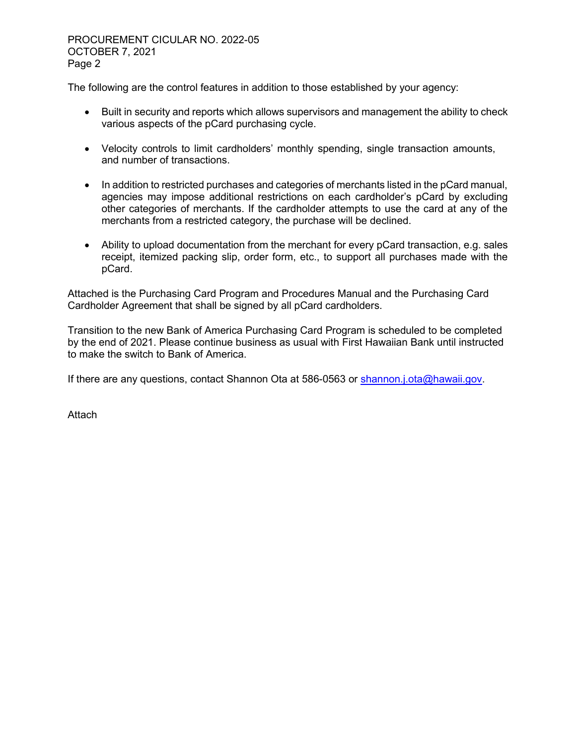The following are the control features in addition to those established by your agency:

- Built in security and reports which allows supervisors and management the ability to check various aspects of the pCard purchasing cycle.
- Velocity controls to limit cardholders' monthly spending, single transaction amounts, and number of transactions.
- In addition to restricted purchases and categories of merchants listed in the pCard manual, agencies may impose additional restrictions on each cardholder's pCard by excluding other categories of merchants. If the cardholder attempts to use the card at any of the merchants from a restricted category, the purchase will be declined.
- Ability to upload documentation from the merchant for every pCard transaction, e.g. sales receipt, itemized packing slip, order form, etc., to support all purchases made with the pCard.

Attached is the Purchasing Card Program and Procedures Manual and the Purchasing Card Cardholder Agreement that shall be signed by all pCard cardholders.

Transition to the new Bank of America Purchasing Card Program is scheduled to be completed by the end of 2021. Please continue business as usual with First Hawaiian Bank until instructed to make the switch to Bank of America.

If there are any questions, contact Shannon Ota at 586-0563 or shannon.j.ota@hawaii.gov.

Attach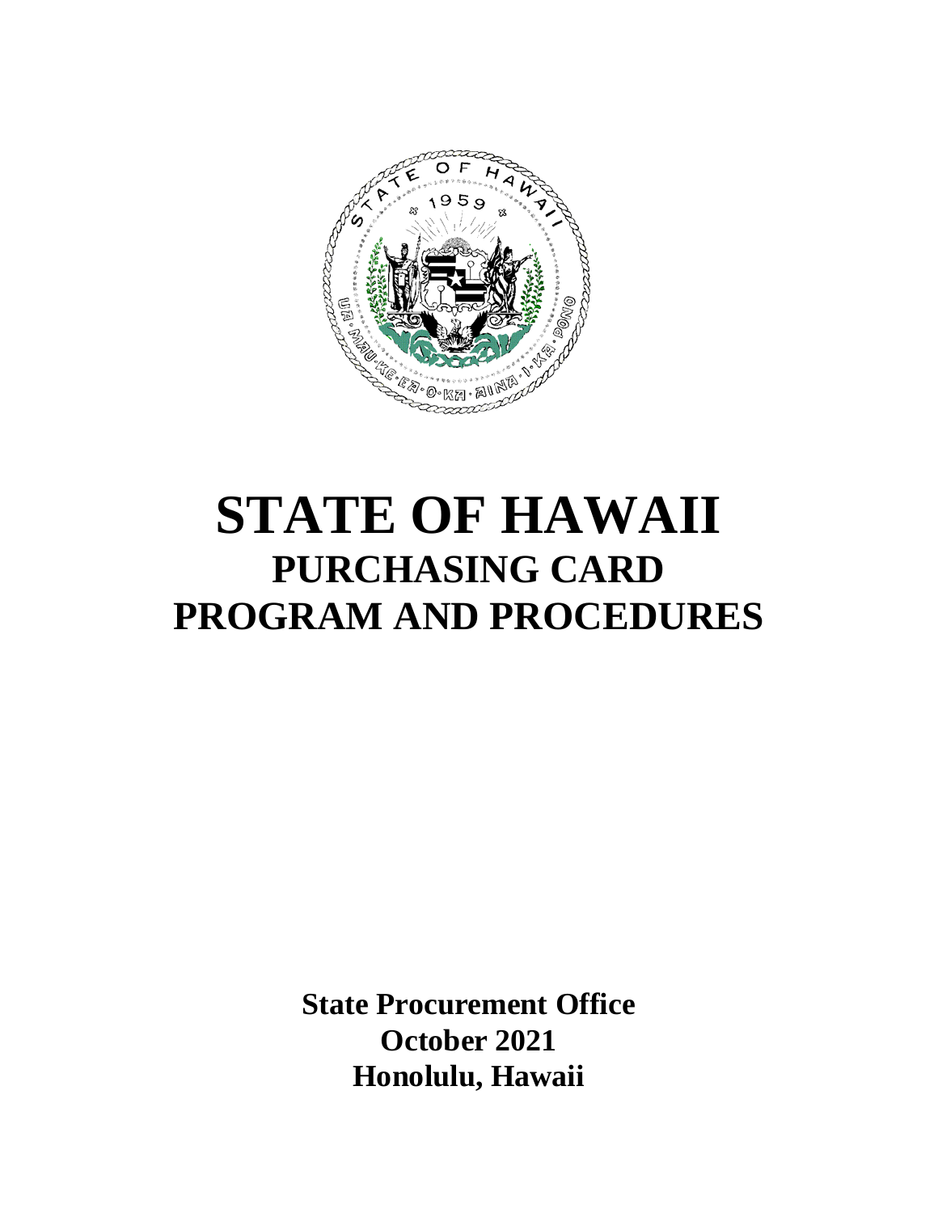# STATE OF HAWAII

## PURCHASING CARD PROGRAM AND PROCEDURES

**State Procurement Office**
**October 2021**
**Honolulu, Hawaii**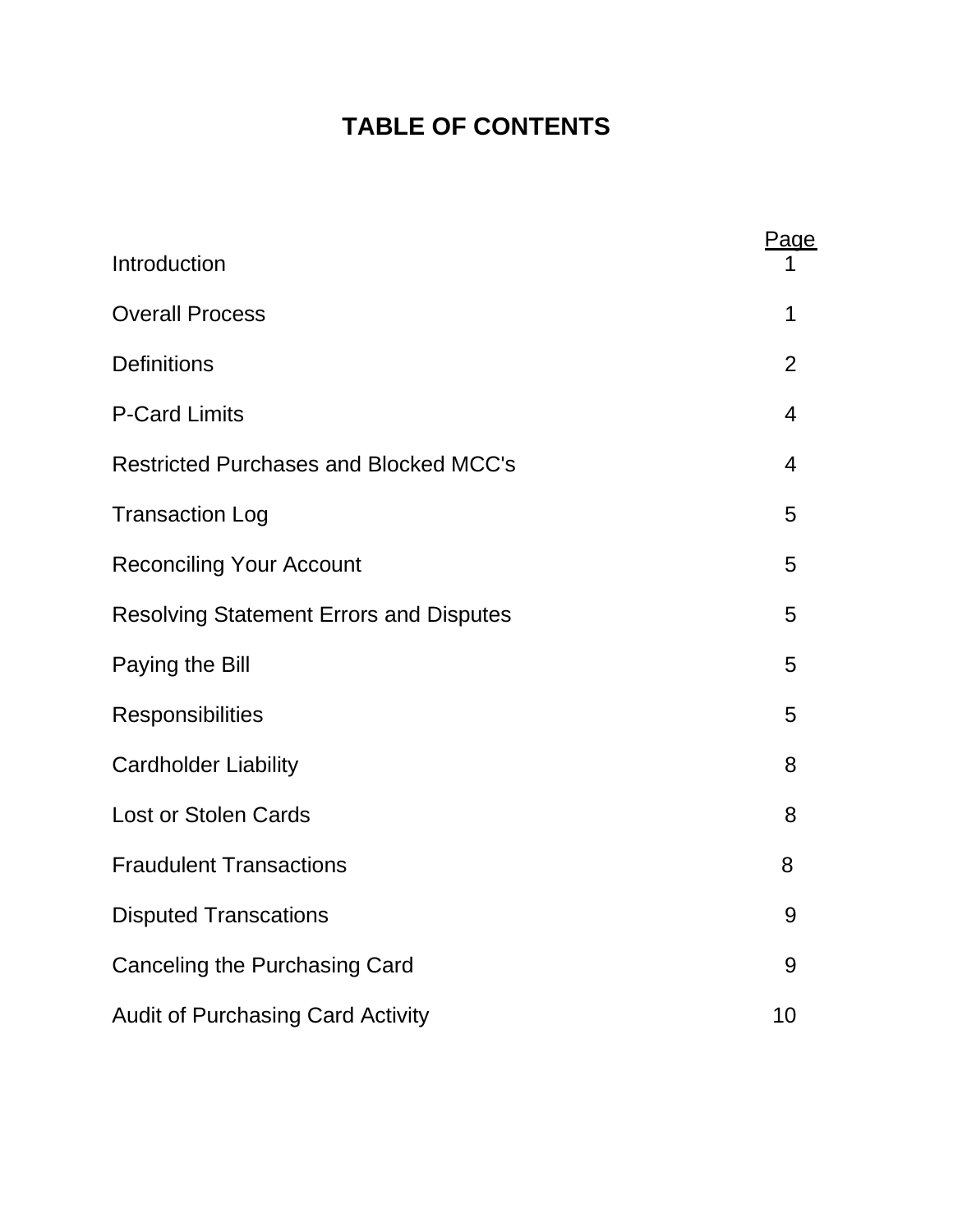# TABLE OF CONTENTS

| | Page |
|---|---|
| Introduction | 1 |
| Overall Process | 1 |
| Definitions | 2 |
| P-Card Limits | 4 |
| Restricted Purchases and Blocked MCC's | 4 |
| Transaction Log | 5 |
| Reconciling Your Account | 5 |
| Resolving Statement Errors and Disputes | 5 |
| Paying the Bill | 5 |
| Responsibilities | 5 |
| Cardholder Liability | 8 |
| Lost or Stolen Cards | 8 |
| Fraudulent Transactions | 8 |
| Disputed Transcations | 9 |
| Canceling the Purchasing Card | 9 |
| Audit of Purchasing Card Activity | 10 |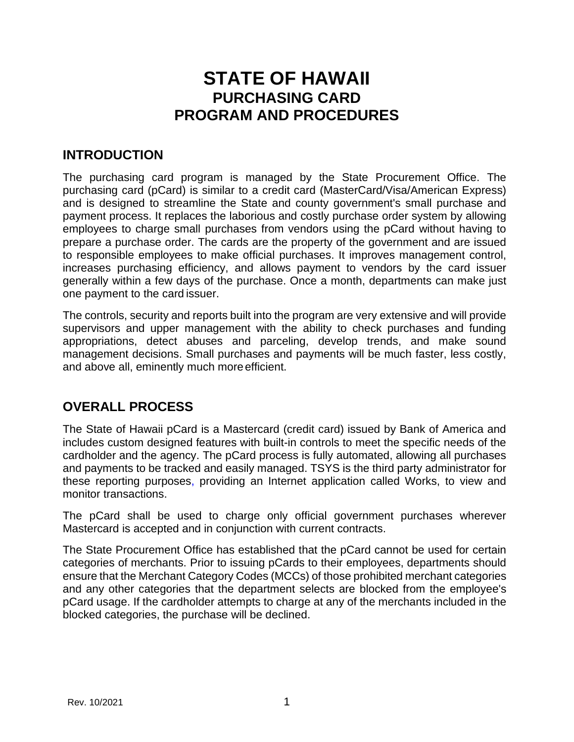# STATE OF HAWAII
## PURCHASING CARD
## PROGRAM AND PROCEDURES

## INTRODUCTION

The purchasing card program is managed by the State Procurement Office. The purchasing card (pCard) is similar to a credit card (MasterCard/Visa/American Express) and is designed to streamline the State and county government's small purchase and payment process. It replaces the laborious and costly purchase order system by allowing employees to charge small purchases from vendors using the pCard without having to prepare a purchase order. The cards are the property of the government and are issued to responsible employees to make official purchases. It improves management control, increases purchasing efficiency, and allows payment to vendors by the card issuer generally within a few days of the purchase. Once a month, departments can make just one payment to the card issuer.

The controls, security and reports built into the program are very extensive and will provide supervisors and upper management with the ability to check purchases and funding appropriations, detect abuses and parceling, develop trends, and make sound management decisions. Small purchases and payments will be much faster, less costly, and above all, eminently much more efficient.

## OVERALL PROCESS

The State of Hawaii pCard is a Mastercard (credit card) issued by Bank of America and includes custom designed features with built-in controls to meet the specific needs of the cardholder and the agency. The pCard process is fully automated, allowing all purchases and payments to be tracked and easily managed. TSYS is the third party administrator for these reporting purposes, providing an Internet application called Works, to view and monitor transactions.

The pCard shall be used to charge only official government purchases wherever Mastercard is accepted and in conjunction with current contracts.

The State Procurement Office has established that the pCard cannot be used for certain categories of merchants. Prior to issuing pCards to their employees, departments should ensure that the Merchant Category Codes (MCCs) of those prohibited merchant categories and any other categories that the department selects are blocked from the employee's pCard usage. If the cardholder attempts to charge at any of the merchants included in the blocked categories, the purchase will be declined.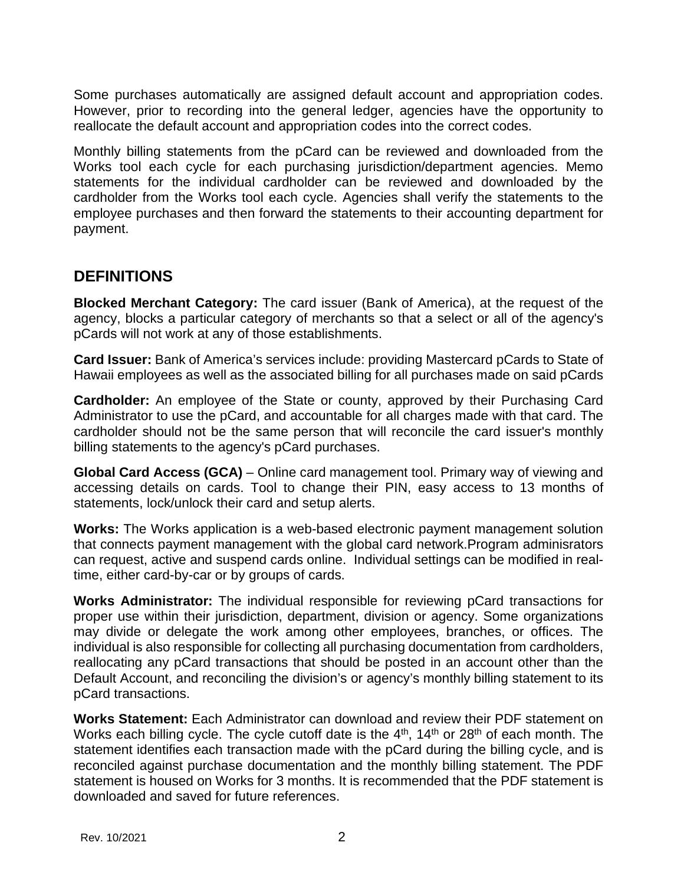Some purchases automatically are assigned default account and appropriation codes. However, prior to recording into the general ledger, agencies have the opportunity to reallocate the default account and appropriation codes into the correct codes.

Monthly billing statements from the pCard can be reviewed and downloaded from the Works tool each cycle for each purchasing jurisdiction/department agencies. Memo statements for the individual cardholder can be reviewed and downloaded by the cardholder from the Works tool each cycle. Agencies shall verify the statements to the employee purchases and then forward the statements to their accounting department for payment.

## DEFINITIONS

**Blocked Merchant Category:** The card issuer (Bank of America), at the request of the agency, blocks a particular category of merchants so that a select or all of the agency's pCards will not work at any of those establishments.

**Card Issuer:** Bank of America's services include: providing Mastercard pCards to State of Hawaii employees as well as the associated billing for all purchases made on said pCards

**Cardholder:** An employee of the State or county, approved by their Purchasing Card Administrator to use the pCard, and accountable for all charges made with that card. The cardholder should not be the same person that will reconcile the card issuer's monthly billing statements to the agency's pCard purchases.

**Global Card Access (GCA)** – Online card management tool. Primary way of viewing and accessing details on cards. Tool to change their PIN, easy access to 13 months of statements, lock/unlock their card and setup alerts.

**Works:** The Works application is a web-based electronic payment management solution that connects payment management with the global card network.Program adminisrators can request, active and suspend cards online. Individual settings can be modified in real-time, either card-by-car or by groups of cards.

**Works Administrator:** The individual responsible for reviewing pCard transactions for proper use within their jurisdiction, department, division or agency. Some organizations may divide or delegate the work among other employees, branches, or offices. The individual is also responsible for collecting all purchasing documentation from cardholders, reallocating any pCard transactions that should be posted in an account other than the Default Account, and reconciling the division's or agency's monthly billing statement to its pCard transactions.

**Works Statement:** Each Administrator can download and review their PDF statement on Works each billing cycle. The cycle cutoff date is the 4th, 14th or 28th of each month. The statement identifies each transaction made with the pCard during the billing cycle, and is reconciled against purchase documentation and the monthly billing statement. The PDF statement is housed on Works for 3 months. It is recommended that the PDF statement is downloaded and saved for future references.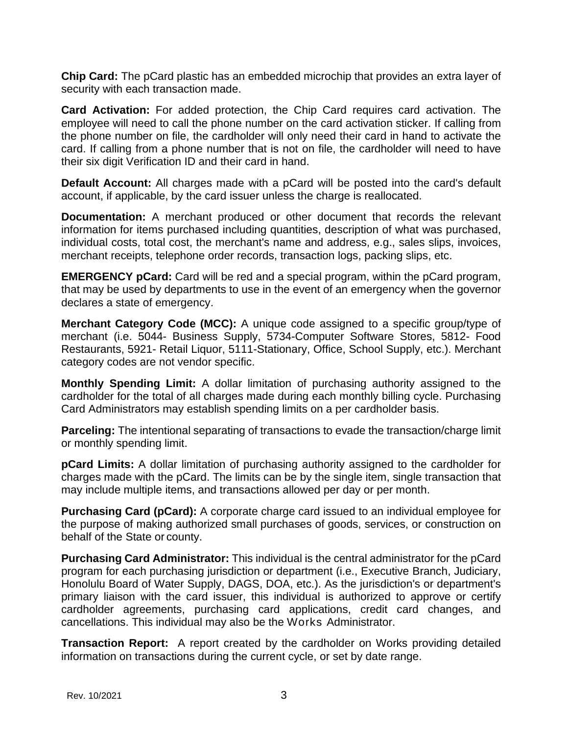**Chip Card:** The pCard plastic has an embedded microchip that provides an extra layer of security with each transaction made.

**Card Activation:** For added protection, the Chip Card requires card activation. The employee will need to call the phone number on the card activation sticker. If calling from the phone number on file, the cardholder will only need their card in hand to activate the card. If calling from a phone number that is not on file, the cardholder will need to have their six digit Verification ID and their card in hand.

**Default Account:** All charges made with a pCard will be posted into the card's default account, if applicable, by the card issuer unless the charge is reallocated.

**Documentation:** A merchant produced or other document that records the relevant information for items purchased including quantities, description of what was purchased, individual costs, total cost, the merchant's name and address, e.g., sales slips, invoices, merchant receipts, telephone order records, transaction logs, packing slips, etc.

**EMERGENCY pCard:** Card will be red and a special program, within the pCard program, that may be used by departments to use in the event of an emergency when the governor declares a state of emergency.

**Merchant Category Code (MCC):** A unique code assigned to a specific group/type of merchant (i.e. 5044- Business Supply, 5734-Computer Software Stores, 5812- Food Restaurants, 5921- Retail Liquor, 5111-Stationary, Office, School Supply, etc.). Merchant category codes are not vendor specific.

**Monthly Spending Limit:** A dollar limitation of purchasing authority assigned to the cardholder for the total of all charges made during each monthly billing cycle. Purchasing Card Administrators may establish spending limits on a per cardholder basis.

**Parceling:** The intentional separating of transactions to evade the transaction/charge limit or monthly spending limit.

**pCard Limits:** A dollar limitation of purchasing authority assigned to the cardholder for charges made with the pCard. The limits can be by the single item, single transaction that may include multiple items, and transactions allowed per day or per month.

**Purchasing Card (pCard):** A corporate charge card issued to an individual employee for the purpose of making authorized small purchases of goods, services, or construction on behalf of the State or county.

**Purchasing Card Administrator:** This individual is the central administrator for the pCard program for each purchasing jurisdiction or department (i.e., Executive Branch, Judiciary, Honolulu Board of Water Supply, DAGS, DOA, etc.). As the jurisdiction's or department's primary liaison with the card issuer, this individual is authorized to approve or certify cardholder agreements, purchasing card applications, credit card changes, and cancellations. This individual may also be the Works Administrator.

**Transaction Report:** A report created by the cardholder on Works providing detailed information on transactions during the current cycle, or set by date range.

Rev. 10/2021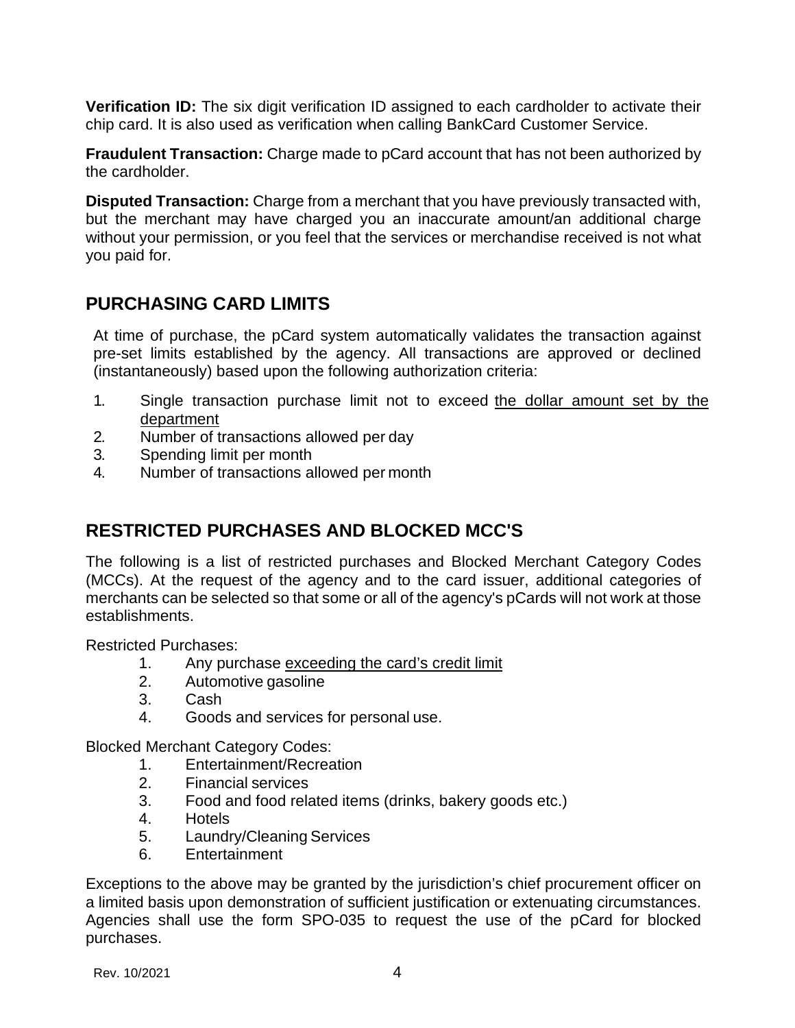**Verification ID:** The six digit verification ID assigned to each cardholder to activate their chip card. It is also used as verification when calling BankCard Customer Service.

**Fraudulent Transaction:** Charge made to pCard account that has not been authorized by the cardholder.

**Disputed Transaction:** Charge from a merchant that you have previously transacted with, but the merchant may have charged you an inaccurate amount/an additional charge without your permission, or you feel that the services or merchandise received is not what you paid for.

## PURCHASING CARD LIMITS

At time of purchase, the pCard system automatically validates the transaction against pre-set limits established by the agency. All transactions are approved or declined (instantaneously) based upon the following authorization criteria:

1. Single transaction purchase limit not to exceed <u>the dollar amount set by the department</u>
2. Number of transactions allowed per day
3. Spending limit per month
4. Number of transactions allowed per month

## RESTRICTED PURCHASES AND BLOCKED MCC'S

The following is a list of restricted purchases and Blocked Merchant Category Codes (MCCs). At the request of the agency and to the card issuer, additional categories of merchants can be selected so that some or all of the agency's pCards will not work at those establishments.

Restricted Purchases:

1. Any purchase <u>exceeding the card's credit limit</u>
2. Automotive gasoline
3. Cash
4. Goods and services for personal use.

Blocked Merchant Category Codes:

1. Entertainment/Recreation
2. Financial services
3. Food and food related items (drinks, bakery goods etc.)
4. Hotels
5. Laundry/Cleaning Services
6. Entertainment

Exceptions to the above may be granted by the jurisdiction's chief procurement officer on a limited basis upon demonstration of sufficient justification or extenuating circumstances. Agencies shall use the form SPO-035 to request the use of the pCard for blocked purchases.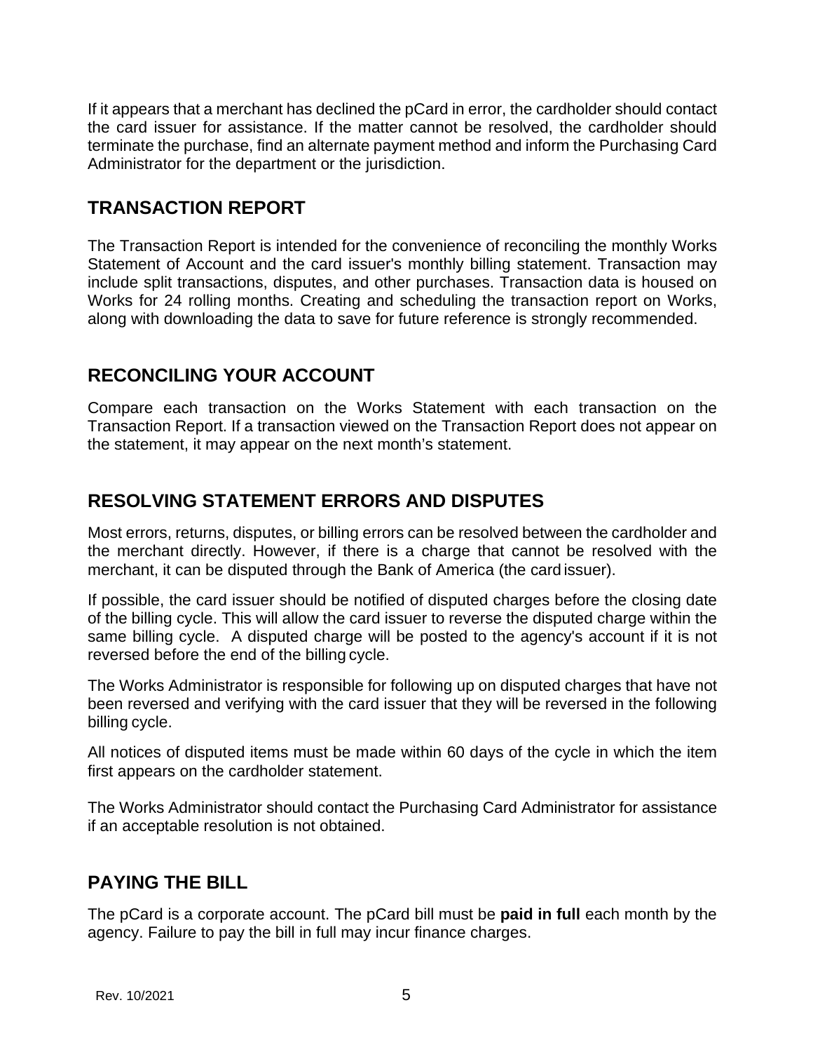If it appears that a merchant has declined the pCard in error, the cardholder should contact the card issuer for assistance. If the matter cannot be resolved, the cardholder should terminate the purchase, find an alternate payment method and inform the Purchasing Card Administrator for the department or the jurisdiction.

## TRANSACTION REPORT

The Transaction Report is intended for the convenience of reconciling the monthly Works Statement of Account and the card issuer's monthly billing statement. Transaction may include split transactions, disputes, and other purchases. Transaction data is housed on Works for 24 rolling months. Creating and scheduling the transaction report on Works, along with downloading the data to save for future reference is strongly recommended.

## RECONCILING YOUR ACCOUNT

Compare each transaction on the Works Statement with each transaction on the Transaction Report. If a transaction viewed on the Transaction Report does not appear on the statement, it may appear on the next month's statement.

## RESOLVING STATEMENT ERRORS AND DISPUTES

Most errors, returns, disputes, or billing errors can be resolved between the cardholder and the merchant directly. However, if there is a charge that cannot be resolved with the merchant, it can be disputed through the Bank of America (the card issuer).

If possible, the card issuer should be notified of disputed charges before the closing date of the billing cycle. This will allow the card issuer to reverse the disputed charge within the same billing cycle. A disputed charge will be posted to the agency's account if it is not reversed before the end of the billing cycle.

The Works Administrator is responsible for following up on disputed charges that have not been reversed and verifying with the card issuer that they will be reversed in the following billing cycle.

All notices of disputed items must be made within 60 days of the cycle in which the item first appears on the cardholder statement.

The Works Administrator should contact the Purchasing Card Administrator for assistance if an acceptable resolution is not obtained.

## PAYING THE BILL

The pCard is a corporate account. The pCard bill must be **paid in full** each month by the agency. Failure to pay the bill in full may incur finance charges.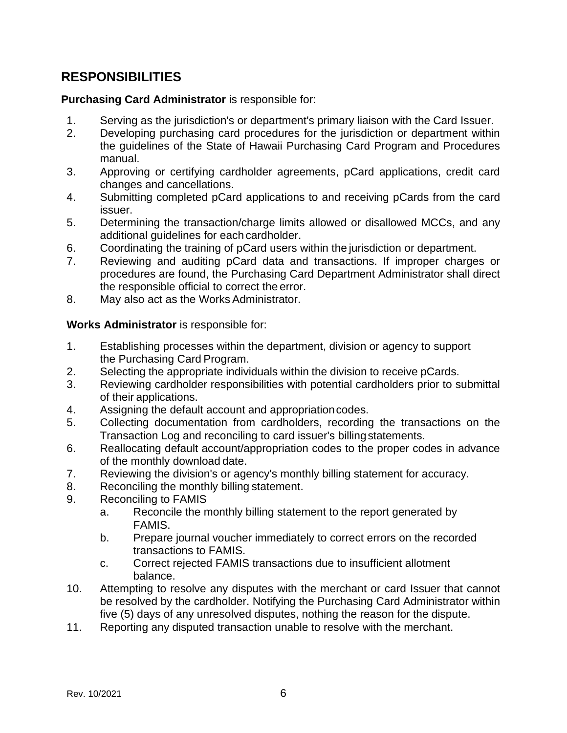## RESPONSIBILITIES

**Purchasing Card Administrator** is responsible for:

1. Serving as the jurisdiction's or department's primary liaison with the Card Issuer.
2. Developing purchasing card procedures for the jurisdiction or department within the guidelines of the State of Hawaii Purchasing Card Program and Procedures manual.
3. Approving or certifying cardholder agreements, pCard applications, credit card changes and cancellations.
4. Submitting completed pCard applications to and receiving pCards from the card issuer.
5. Determining the transaction/charge limits allowed or disallowed MCCs, and any additional guidelines for each cardholder.
6. Coordinating the training of pCard users within the jurisdiction or department.
7. Reviewing and auditing pCard data and transactions. If improper charges or procedures are found, the Purchasing Card Department Administrator shall direct the responsible official to correct the error.
8. May also act as the Works Administrator.

**Works Administrator** is responsible for:

1. Establishing processes within the department, division or agency to support the Purchasing Card Program.
2. Selecting the appropriate individuals within the division to receive pCards.
3. Reviewing cardholder responsibilities with potential cardholders prior to submittal of their applications.
4. Assigning the default account and appropriation codes.
5. Collecting documentation from cardholders, recording the transactions on the Transaction Log and reconciling to card issuer's billing statements.
6. Reallocating default account/appropriation codes to the proper codes in advance of the monthly download date.
7. Reviewing the division's or agency's monthly billing statement for accuracy.
8. Reconciling the monthly billing statement.
9. Reconciling to FAMIS
   a. Reconcile the monthly billing statement to the report generated by FAMIS.
   b. Prepare journal voucher immediately to correct errors on the recorded transactions to FAMIS.
   c. Correct rejected FAMIS transactions due to insufficient allotment balance.
10. Attempting to resolve any disputes with the merchant or card Issuer that cannot be resolved by the cardholder. Notifying the Purchasing Card Administrator within five (5) days of any unresolved disputes, nothing the reason for the dispute.
11. Reporting any disputed transaction unable to resolve with the merchant.

Rev. 10/2021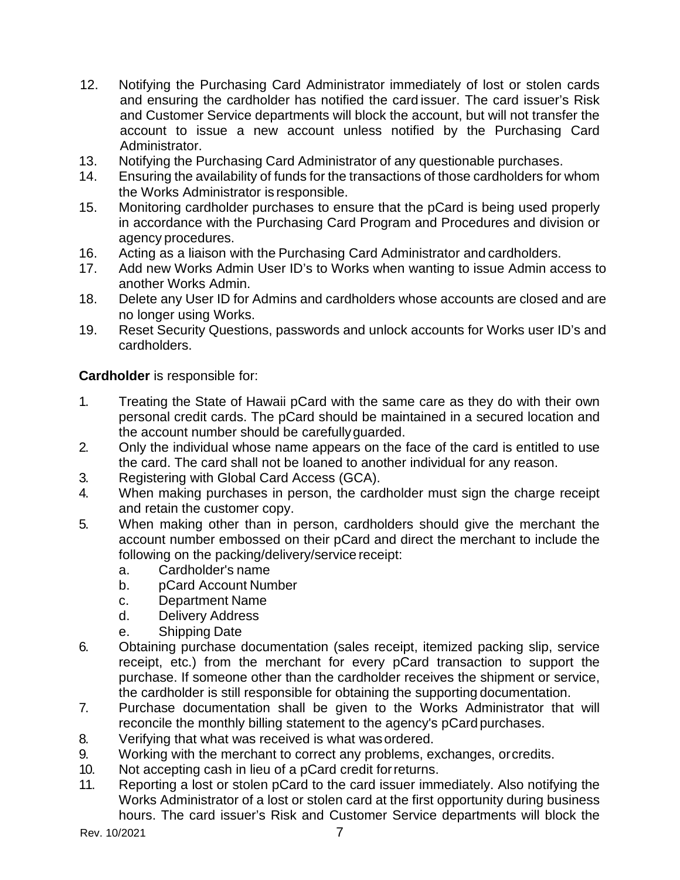12. Notifying the Purchasing Card Administrator immediately of lost or stolen cards and ensuring the cardholder has notified the card issuer. The card issuer's Risk and Customer Service departments will block the account, but will not transfer the account to issue a new account unless notified by the Purchasing Card Administrator.
13. Notifying the Purchasing Card Administrator of any questionable purchases.
14. Ensuring the availability of funds for the transactions of those cardholders for whom the Works Administrator is responsible.
15. Monitoring cardholder purchases to ensure that the pCard is being used properly in accordance with the Purchasing Card Program and Procedures and division or agency procedures.
16. Acting as a liaison with the Purchasing Card Administrator and cardholders.
17. Add new Works Admin User ID's to Works when wanting to issue Admin access to another Works Admin.
18. Delete any User ID for Admins and cardholders whose accounts are closed and are no longer using Works.
19. Reset Security Questions, passwords and unlock accounts for Works user ID's and cardholders.

**Cardholder** is responsible for:

1. Treating the State of Hawaii pCard with the same care as they do with their own personal credit cards. The pCard should be maintained in a secured location and the account number should be carefully guarded.
2. Only the individual whose name appears on the face of the card is entitled to use the card. The card shall not be loaned to another individual for any reason.
3. Registering with Global Card Access (GCA).
4. When making purchases in person, the cardholder must sign the charge receipt and retain the customer copy.
5. When making other than in person, cardholders should give the merchant the account number embossed on their pCard and direct the merchant to include the following on the packing/delivery/service receipt:
   a. Cardholder's name
   b. pCard Account Number
   c. Department Name
   d. Delivery Address
   e. Shipping Date
6. Obtaining purchase documentation (sales receipt, itemized packing slip, service receipt, etc.) from the merchant for every pCard transaction to support the purchase. If someone other than the cardholder receives the shipment or service, the cardholder is still responsible for obtaining the supporting documentation.
7. Purchase documentation shall be given to the Works Administrator that will reconcile the monthly billing statement to the agency's pCard purchases.
8. Verifying that what was received is what was ordered.
9. Working with the merchant to correct any problems, exchanges, or credits.
10. Not accepting cash in lieu of a pCard credit for returns.
11. Reporting a lost or stolen pCard to the card issuer immediately. Also notifying the Works Administrator of a lost or stolen card at the first opportunity during business hours. The card issuer's Risk and Customer Service departments will block the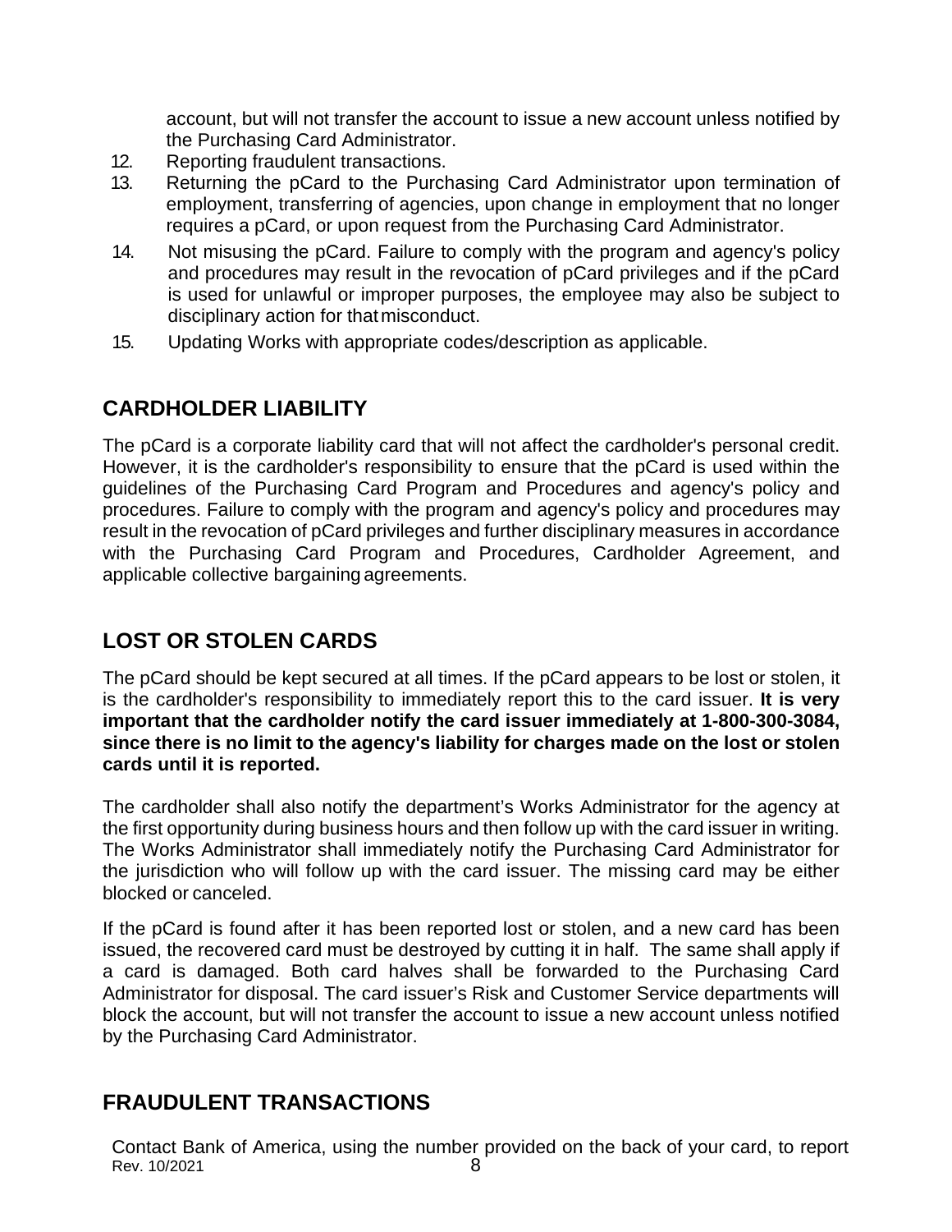account, but will not transfer the account to issue a new account unless notified by the Purchasing Card Administrator.

12. Reporting fraudulent transactions.
13. Returning the pCard to the Purchasing Card Administrator upon termination of employment, transferring of agencies, upon change in employment that no longer requires a pCard, or upon request from the Purchasing Card Administrator.
14. Not misusing the pCard. Failure to comply with the program and agency's policy and procedures may result in the revocation of pCard privileges and if the pCard is used for unlawful or improper purposes, the employee may also be subject to disciplinary action for that misconduct.
15. Updating Works with appropriate codes/description as applicable.

## CARDHOLDER LIABILITY

The pCard is a corporate liability card that will not affect the cardholder's personal credit. However, it is the cardholder's responsibility to ensure that the pCard is used within the guidelines of the Purchasing Card Program and Procedures and agency's policy and procedures. Failure to comply with the program and agency's policy and procedures may result in the revocation of pCard privileges and further disciplinary measures in accordance with the Purchasing Card Program and Procedures, Cardholder Agreement, and applicable collective bargaining agreements.

## LOST OR STOLEN CARDS

The pCard should be kept secured at all times. If the pCard appears to be lost or stolen, it is the cardholder's responsibility to immediately report this to the card issuer. **It is very important that the cardholder notify the card issuer immediately at 1-800-300-3084, since there is no limit to the agency's liability for charges made on the lost or stolen cards until it is reported.**

The cardholder shall also notify the department's Works Administrator for the agency at the first opportunity during business hours and then follow up with the card issuer in writing. The Works Administrator shall immediately notify the Purchasing Card Administrator for the jurisdiction who will follow up with the card issuer. The missing card may be either blocked or canceled.

If the pCard is found after it has been reported lost or stolen, and a new card has been issued, the recovered card must be destroyed by cutting it in half. The same shall apply if a card is damaged. Both card halves shall be forwarded to the Purchasing Card Administrator for disposal. The card issuer's Risk and Customer Service departments will block the account, but will not transfer the account to issue a new account unless notified by the Purchasing Card Administrator.

## FRAUDULENT TRANSACTIONS

Contact Bank of America, using the number provided on the back of your card, to report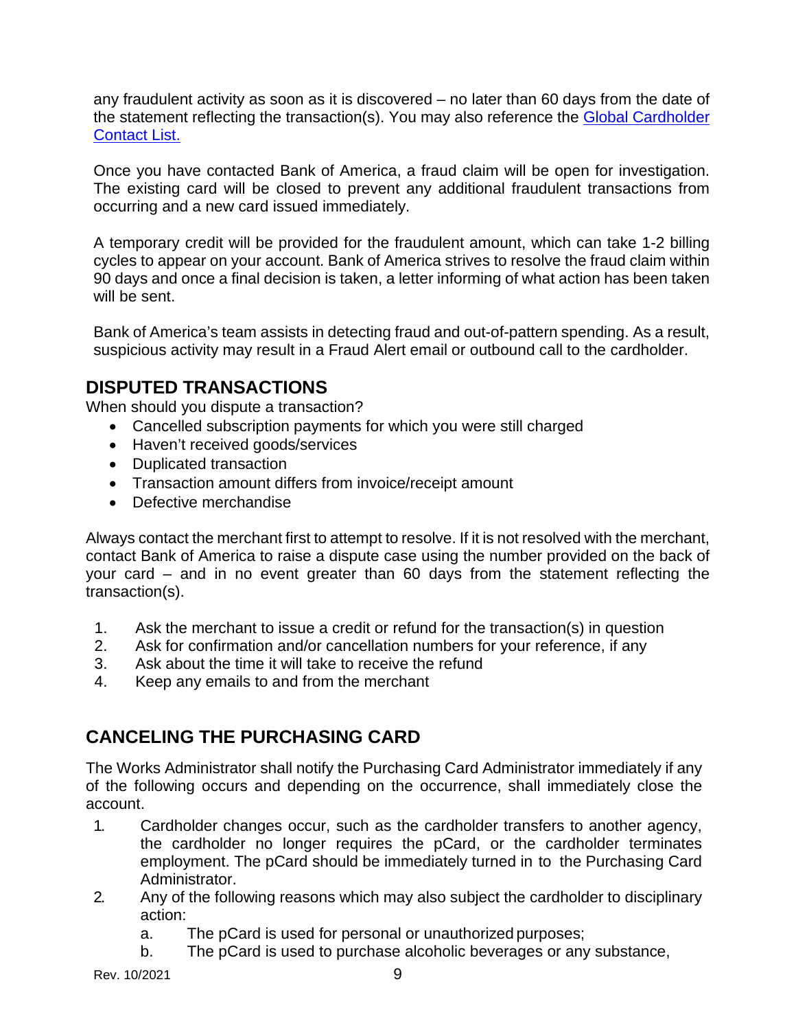any fraudulent activity as soon as it is discovered – no later than 60 days from the date of the statement reflecting the transaction(s). You may also reference the [Global Cardholder Contact List.]()

Once you have contacted Bank of America, a fraud claim will be open for investigation. The existing card will be closed to prevent any additional fraudulent transactions from occurring and a new card issued immediately.

A temporary credit will be provided for the fraudulent amount, which can take 1-2 billing cycles to appear on your account. Bank of America strives to resolve the fraud claim within 90 days and once a final decision is taken, a letter informing of what action has been taken will be sent.

Bank of America's team assists in detecting fraud and out-of-pattern spending. As a result, suspicious activity may result in a Fraud Alert email or outbound call to the cardholder.

## DISPUTED TRANSACTIONS

When should you dispute a transaction?

- Cancelled subscription payments for which you were still charged
- Haven't received goods/services
- Duplicated transaction
- Transaction amount differs from invoice/receipt amount
- Defective merchandise

Always contact the merchant first to attempt to resolve. If it is not resolved with the merchant, contact Bank of America to raise a dispute case using the number provided on the back of your card – and in no event greater than 60 days from the statement reflecting the transaction(s).

1. Ask the merchant to issue a credit or refund for the transaction(s) in question
2. Ask for confirmation and/or cancellation numbers for your reference, if any
3. Ask about the time it will take to receive the refund
4. Keep any emails to and from the merchant

## CANCELING THE PURCHASING CARD

The Works Administrator shall notify the Purchasing Card Administrator immediately if any of the following occurs and depending on the occurrence, shall immediately close the account.

1. Cardholder changes occur, such as the cardholder transfers to another agency, the cardholder no longer requires the pCard, or the cardholder terminates employment. The pCard should be immediately turned in to the Purchasing Card Administrator.
2. Any of the following reasons which may also subject the cardholder to disciplinary action:
    a. The pCard is used for personal or unauthorized purposes;
    b. The pCard is used to purchase alcoholic beverages or any substance,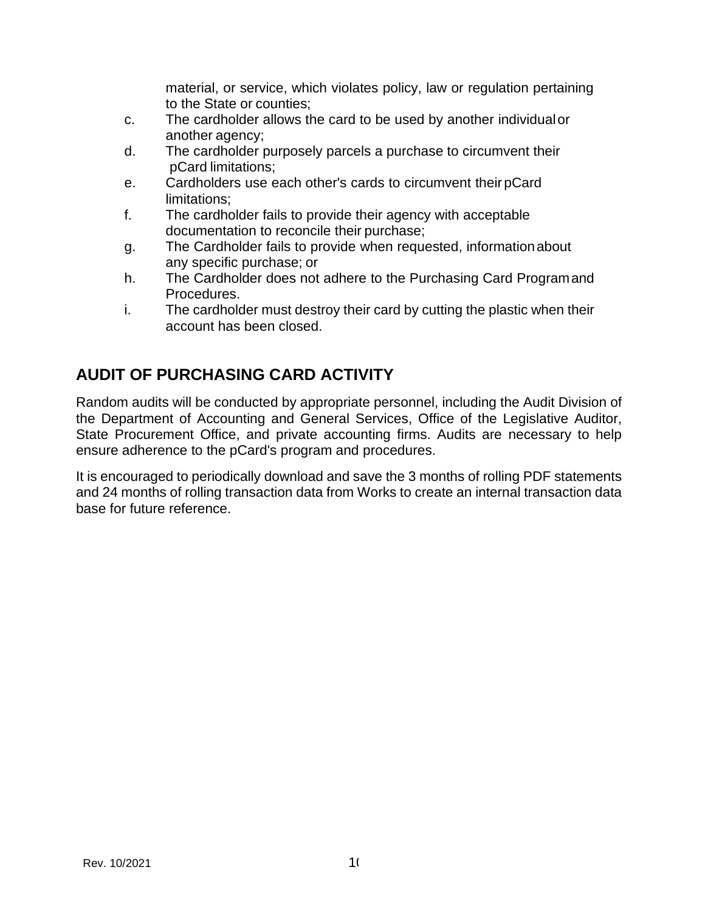material, or service, which violates policy, law or regulation pertaining to the State or counties;

c. The cardholder allows the card to be used by another individual or another agency;
d. The cardholder purposely parcels a purchase to circumvent their pCard limitations;
e. Cardholders use each other's cards to circumvent their pCard limitations;
f. The cardholder fails to provide their agency with acceptable documentation to reconcile their purchase;
g. The Cardholder fails to provide when requested, information about any specific purchase; or
h. The Cardholder does not adhere to the Purchasing Card Program and Procedures.
i. The cardholder must destroy their card by cutting the plastic when their account has been closed.

## AUDIT OF PURCHASING CARD ACTIVITY

Random audits will be conducted by appropriate personnel, including the Audit Division of the Department of Accounting and General Services, Office of the Legislative Auditor, State Procurement Office, and private accounting firms. Audits are necessary to help ensure adherence to the pCard's program and procedures.

It is encouraged to periodically download and save the 3 months of rolling PDF statements and 24 months of rolling transaction data from Works to create an internal transaction data base for future reference.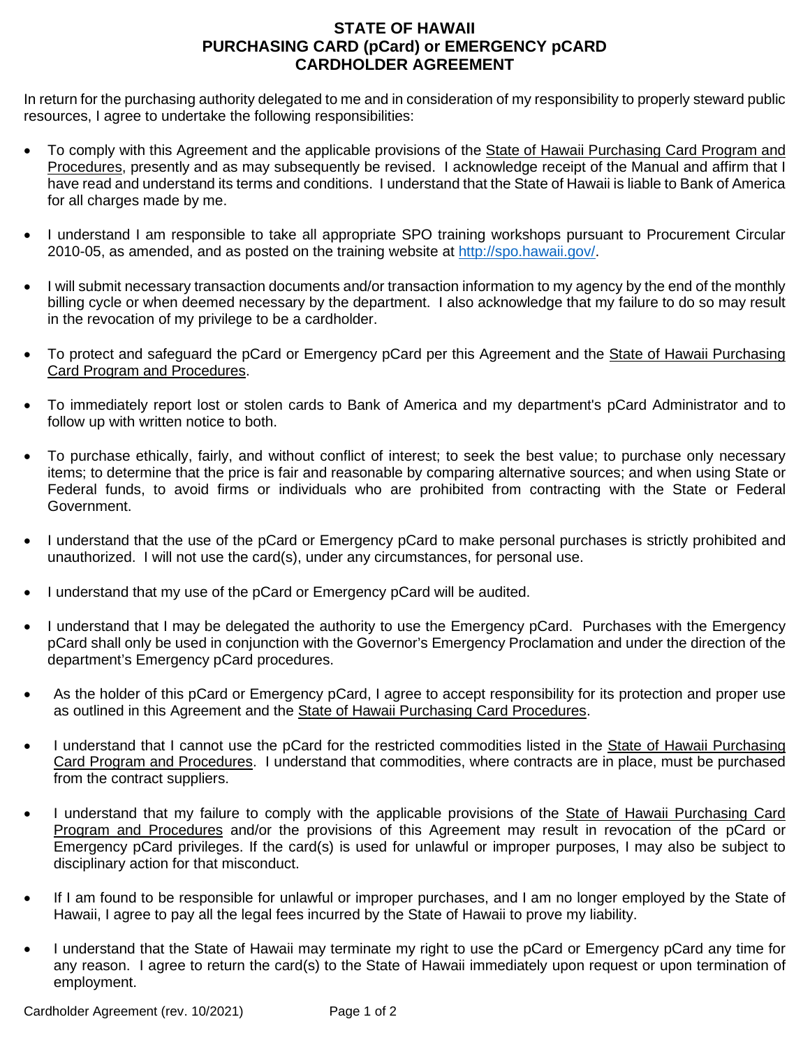# STATE OF HAWAII
# PURCHASING CARD (pCard) or EMERGENCY pCARD
# CARDHOLDER AGREEMENT

In return for the purchasing authority delegated to me and in consideration of my responsibility to properly steward public resources, I agree to undertake the following responsibilities:

- To comply with this Agreement and the applicable provisions of the State of Hawaii Purchasing Card Program and Procedures, presently and as may subsequently be revised. I acknowledge receipt of the Manual and affirm that I have read and understand its terms and conditions. I understand that the State of Hawaii is liable to Bank of America for all charges made by me.
- I understand I am responsible to take all appropriate SPO training workshops pursuant to Procurement Circular 2010-05, as amended, and as posted on the training website at http://spo.hawaii.gov/.
- I will submit necessary transaction documents and/or transaction information to my agency by the end of the monthly billing cycle or when deemed necessary by the department. I also acknowledge that my failure to do so may result in the revocation of my privilege to be a cardholder.
- To protect and safeguard the pCard or Emergency pCard per this Agreement and the State of Hawaii Purchasing Card Program and Procedures.
- To immediately report lost or stolen cards to Bank of America and my department's pCard Administrator and to follow up with written notice to both.
- To purchase ethically, fairly, and without conflict of interest; to seek the best value; to purchase only necessary items; to determine that the price is fair and reasonable by comparing alternative sources; and when using State or Federal funds, to avoid firms or individuals who are prohibited from contracting with the State or Federal Government.
- I understand that the use of the pCard or Emergency pCard to make personal purchases is strictly prohibited and unauthorized. I will not use the card(s), under any circumstances, for personal use.
- I understand that my use of the pCard or Emergency pCard will be audited.
- I understand that I may be delegated the authority to use the Emergency pCard. Purchases with the Emergency pCard shall only be used in conjunction with the Governor's Emergency Proclamation and under the direction of the department's Emergency pCard procedures.
- As the holder of this pCard or Emergency pCard, I agree to accept responsibility for its protection and proper use as outlined in this Agreement and the State of Hawaii Purchasing Card Procedures.
- I understand that I cannot use the pCard for the restricted commodities listed in the State of Hawaii Purchasing Card Program and Procedures. I understand that commodities, where contracts are in place, must be purchased from the contract suppliers.
- I understand that my failure to comply with the applicable provisions of the State of Hawaii Purchasing Card Program and Procedures and/or the provisions of this Agreement may result in revocation of the pCard or Emergency pCard privileges. If the card(s) is used for unlawful or improper purposes, I may also be subject to disciplinary action for that misconduct.
- If I am found to be responsible for unlawful or improper purchases, and I am no longer employed by the State of Hawaii, I agree to pay all the legal fees incurred by the State of Hawaii to prove my liability.
- I understand that the State of Hawaii may terminate my right to use the pCard or Emergency pCard any time for any reason. I agree to return the card(s) to the State of Hawaii immediately upon request or upon termination of employment.

Cardholder Agreement (rev. 10/2021)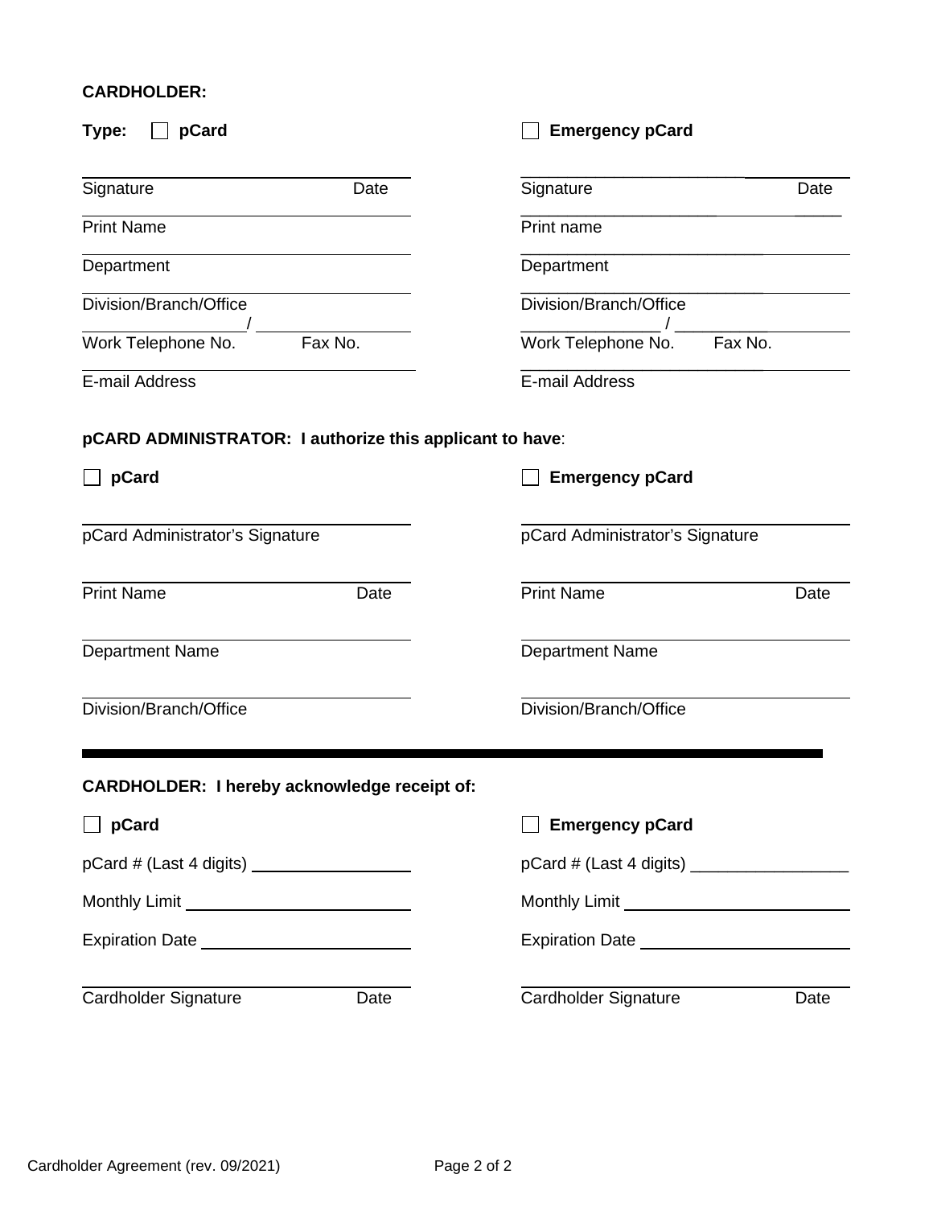**CARDHOLDER:**

**Type:** ☐ **pCard** ☐ **Emergency pCard**

| pCard | Emergency pCard |
|---|---|
| Signature / Date | Signature / Date |
| Print Name | Print name |
| Department | Department |
| Division/Branch/Office | Division/Branch/Office |
| Work Telephone No. / Fax No. | Work Telephone No. / Fax No. |
| E-mail Address | E-mail Address |

**pCARD ADMINISTRATOR: I authorize this applicant to have**:

| ☐ **pCard** | ☐ **Emergency pCard** |
|---|---|
| pCard Administrator's Signature | pCard Administrator's Signature |
| Print Name / Date | Print Name / Date |
| Department Name | Department Name |
| Division/Branch/Office | Division/Branch/Office |

---

**CARDHOLDER: I hereby acknowledge receipt of:**

| ☐ **pCard** | ☐ **Emergency pCard** |
|---|---|
| pCard # (Last 4 digits) ________________ | pCard # (Last 4 digits) ________________ |
| Monthly Limit ________________ | Monthly Limit ________________ |
| Expiration Date ________________ | Expiration Date ________________ |
| Cardholder Signature / Date | Cardholder Signature / Date |

Cardholder Agreement (rev. 09/2021)